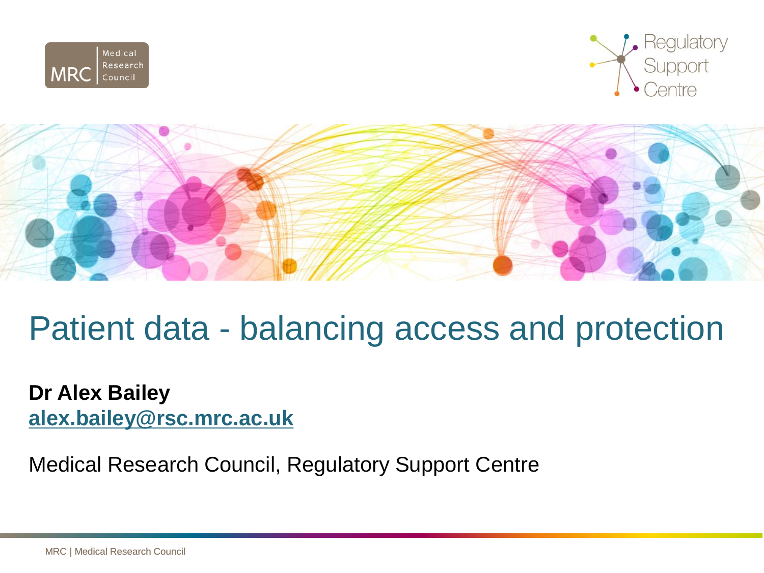# Patient data - balancing access and protection

**Dr Alex Bailey**
**alex.bailey@rsc.mrc.ac.uk**

Medical Research Council, Regulatory Support Centre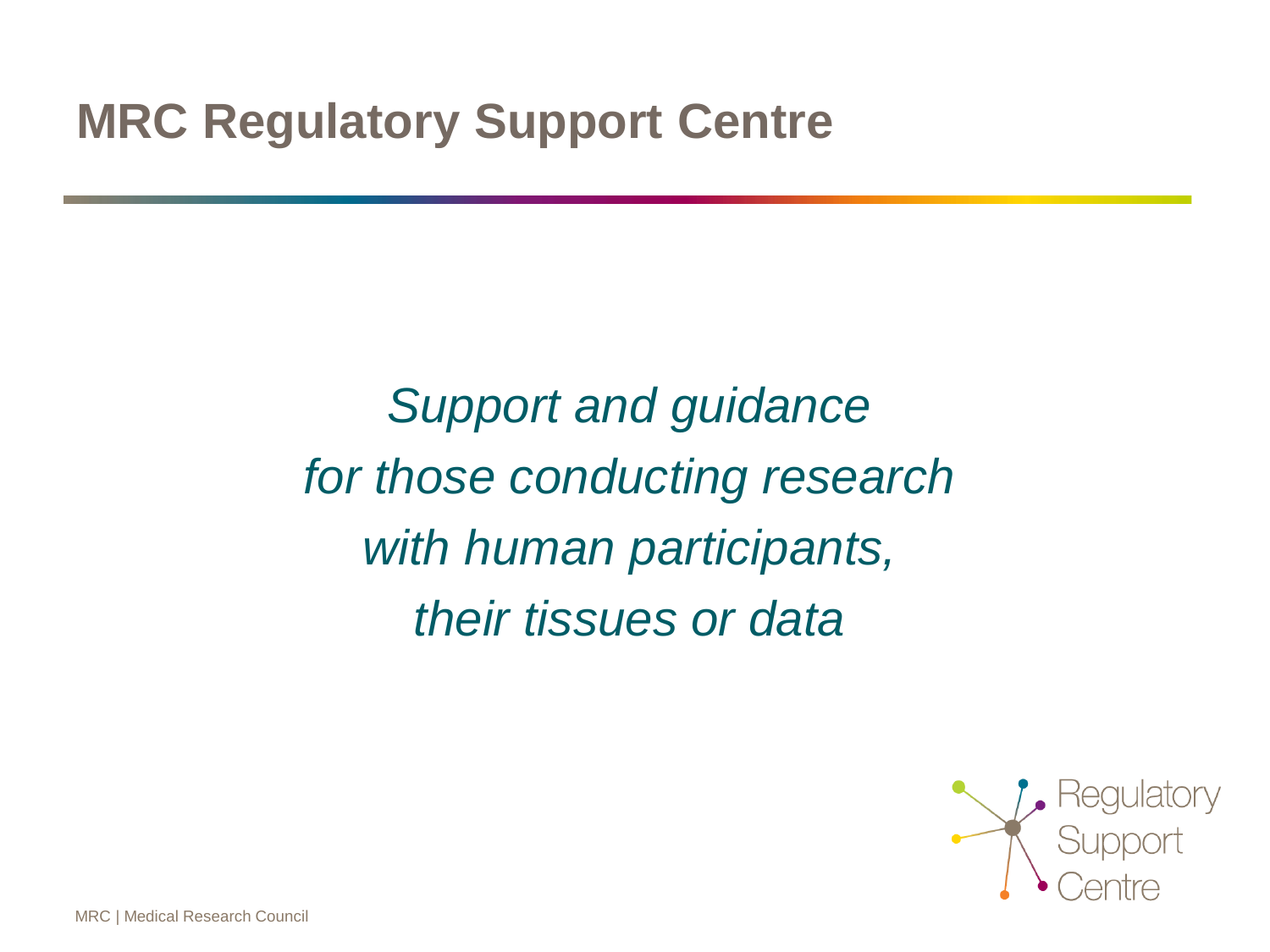# MRC Regulatory Support Centre

*Support and guidance*
*for those conducting research*
*with human participants,*
*their tissues or data*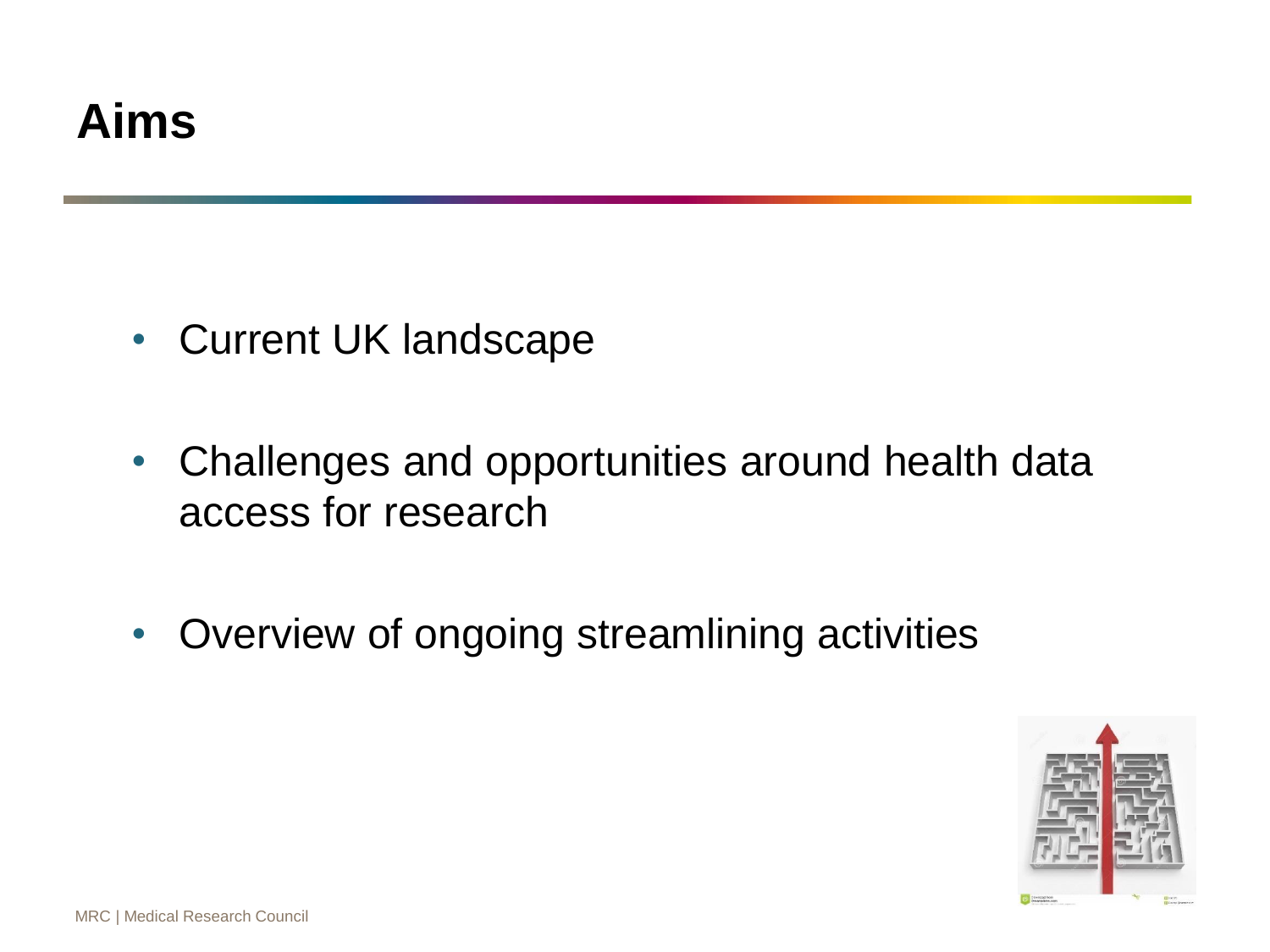# Aims

- Current UK landscape
- Challenges and opportunities around health data access for research
- Overview of ongoing streamlining activities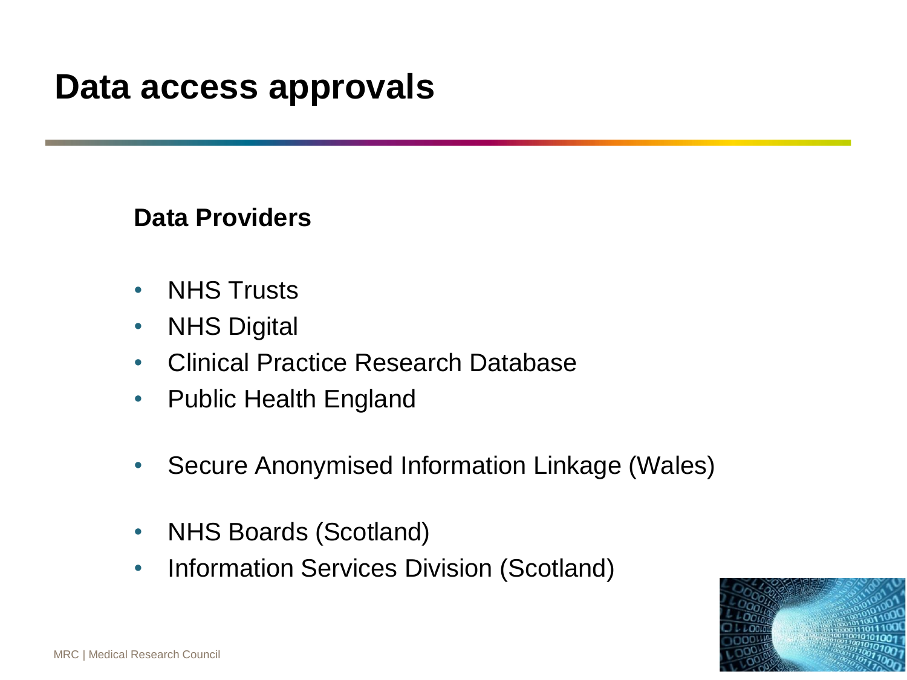# Data access approvals

**Data Providers**

- NHS Trusts
- NHS Digital
- Clinical Practice Research Database
- Public Health England

- Secure Anonymised Information Linkage (Wales)

- NHS Boards (Scotland)
- Information Services Division (Scotland)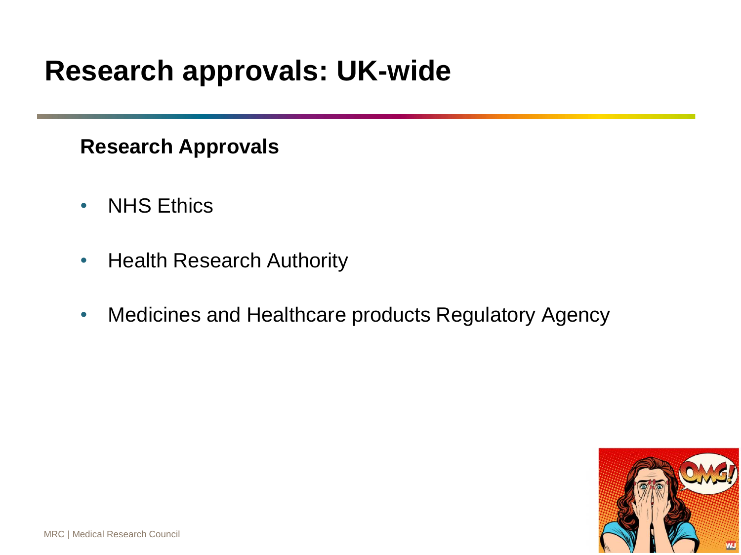# Research approvals: UK-wide

**Research Approvals**

- NHS Ethics
- Health Research Authority
- Medicines and Healthcare products Regulatory Agency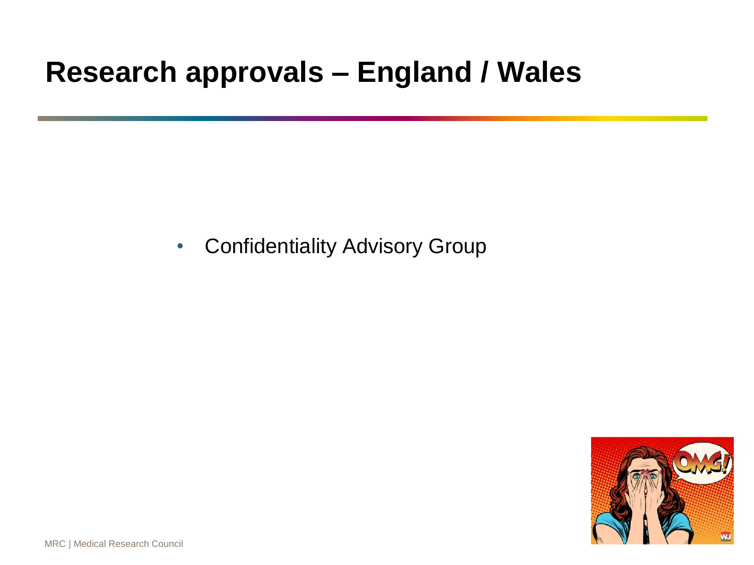# Research approvals – England / Wales

- Confidentiality Advisory Group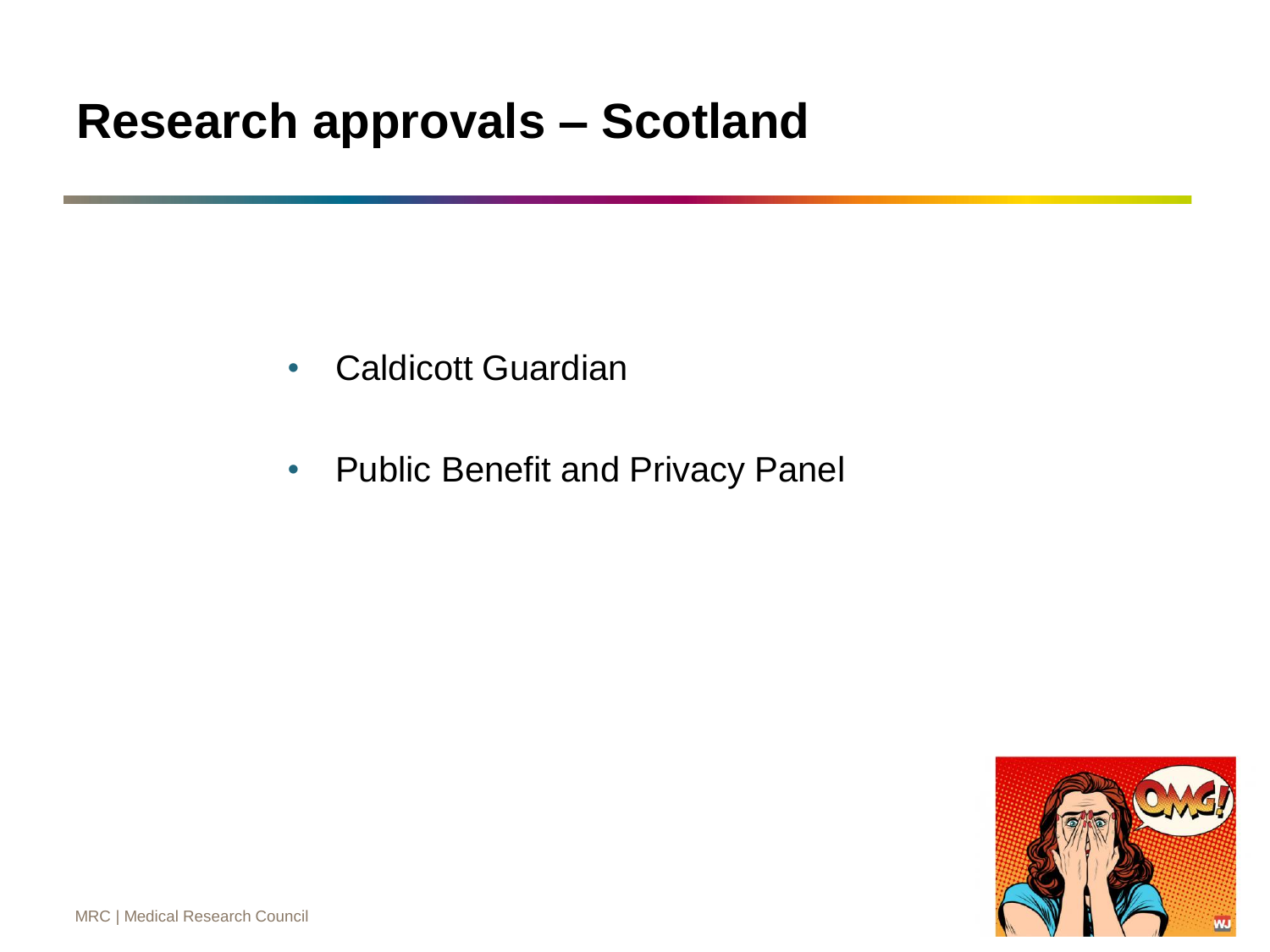# Research approvals – Scotland

- Caldicott Guardian
- Public Benefit and Privacy Panel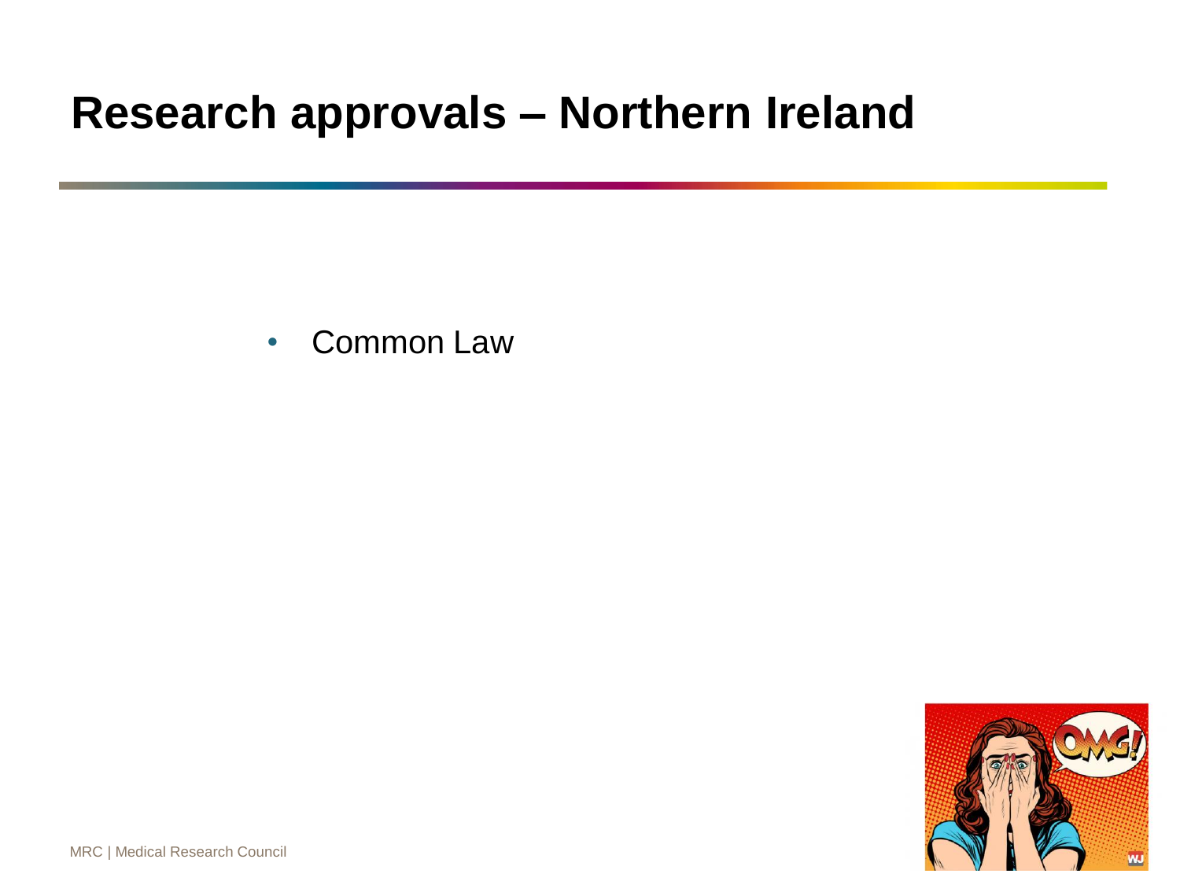# Research approvals – Northern Ireland

- Common Law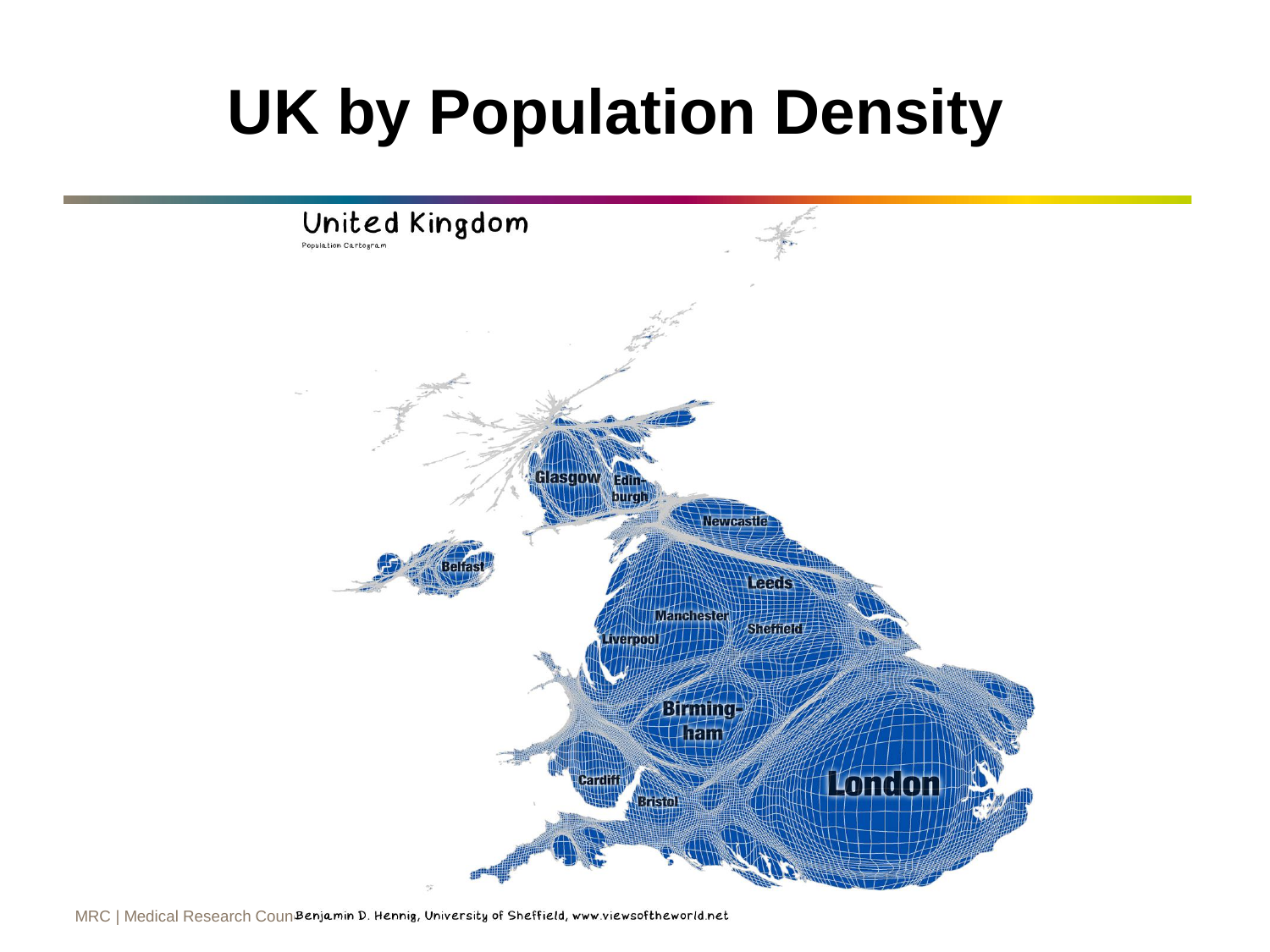# UK by Population Density

United Kingdom

Population Cartogram

Glasgow
Edinburgh
Newcastle
Belfast
Leeds
Manchester
Sheffield
Liverpool
Birmingham
Cardiff
Bristol
London

Benjamin D. Hennig, University of Sheffield, www.viewsoftheworld.net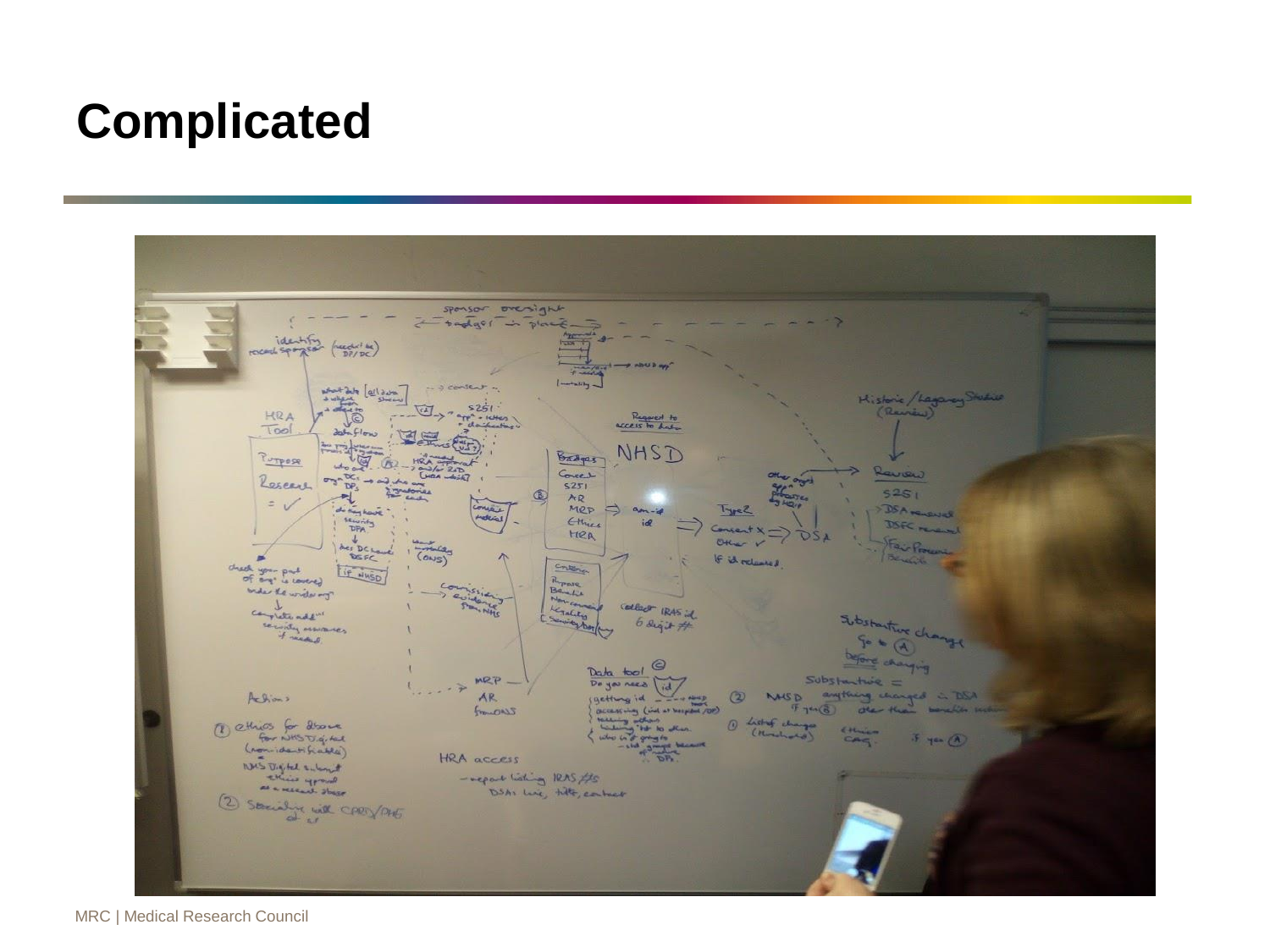# Complicated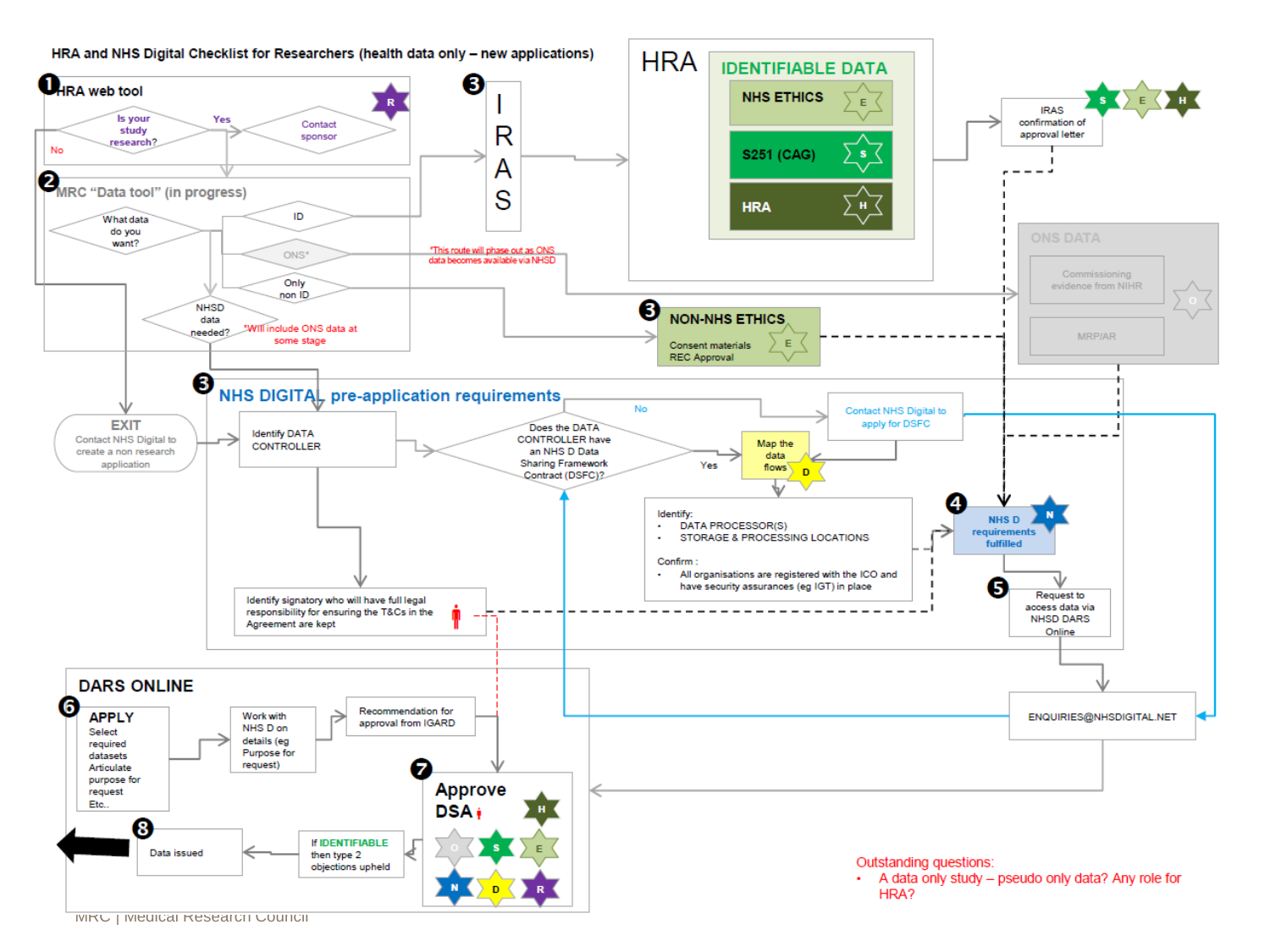## HRA and NHS Digital Checklist for Researchers (health data only – new applications)

**1 HRA web tool**

- Is your study research?
  - Yes → Contact sponsor
  - No → EXIT

**2 MRC "Data tool" (in progress)**

- What data do you want?
  - ID
  - ONS* — *This route will phase out as ONS data becomes available via NHSD
  - Only non ID
- NHSD data needed? — *Will include ONS data at some stage

**3 IRAS**

**HRA**

IDENTIFIABLE DATA

- NHS ETHICS (E)
- S251 (CAG) (S)
- HRA (H)

IRAS confirmation of approval letter (S) (E) (H)

**ONS DATA**

- Commissioning evidence from NIHR
- MRP/AR
- (O)

**3 NON-NHS ETHICS**

Consent materials
REC Approval (E)

**EXIT**

Contact NHS Digital to create a non research application

**3 NHS DIGITAL pre-application requirements**

- Identify DATA CONTROLLER
- Does the DATA CONTROLLER have an NHS D Data Sharing Framework Contract (DSFC)?
  - No → Contact NHS Digital to apply for DSFC
  - Yes → Map the data flows (D)
- Identify:
  - DATA PROCESSOR(S)
  - STORAGE & PROCESSING LOCATIONS
- Confirm :
  - All organisations are registered with the ICO and have security assurances (eg IGT) in place
- Identify signatory who will have full legal responsibility for ensuring the T&Cs in the Agreement are kept

**4 NHS D requirements fulfilled** (N)

**5 Request to access data via NHSD DARS Online**

ENQUIRIES@NHSDIGITAL.NET

**DARS ONLINE**

- **6 APPLY** — Select required datasets, Articulate purpose for request, Etc..
- Work with NHS D on details (eg Purpose for request)
- Recommendation for approval from IGARD
- **7 Approve DSA** (H) (O) (S) (E) (N) (D) (R)
- If IDENTIFIABLE then type 2 objections upheld
- **8 Data issued**

Outstanding questions:

- A data only study – pseudo only data? Any role for HRA?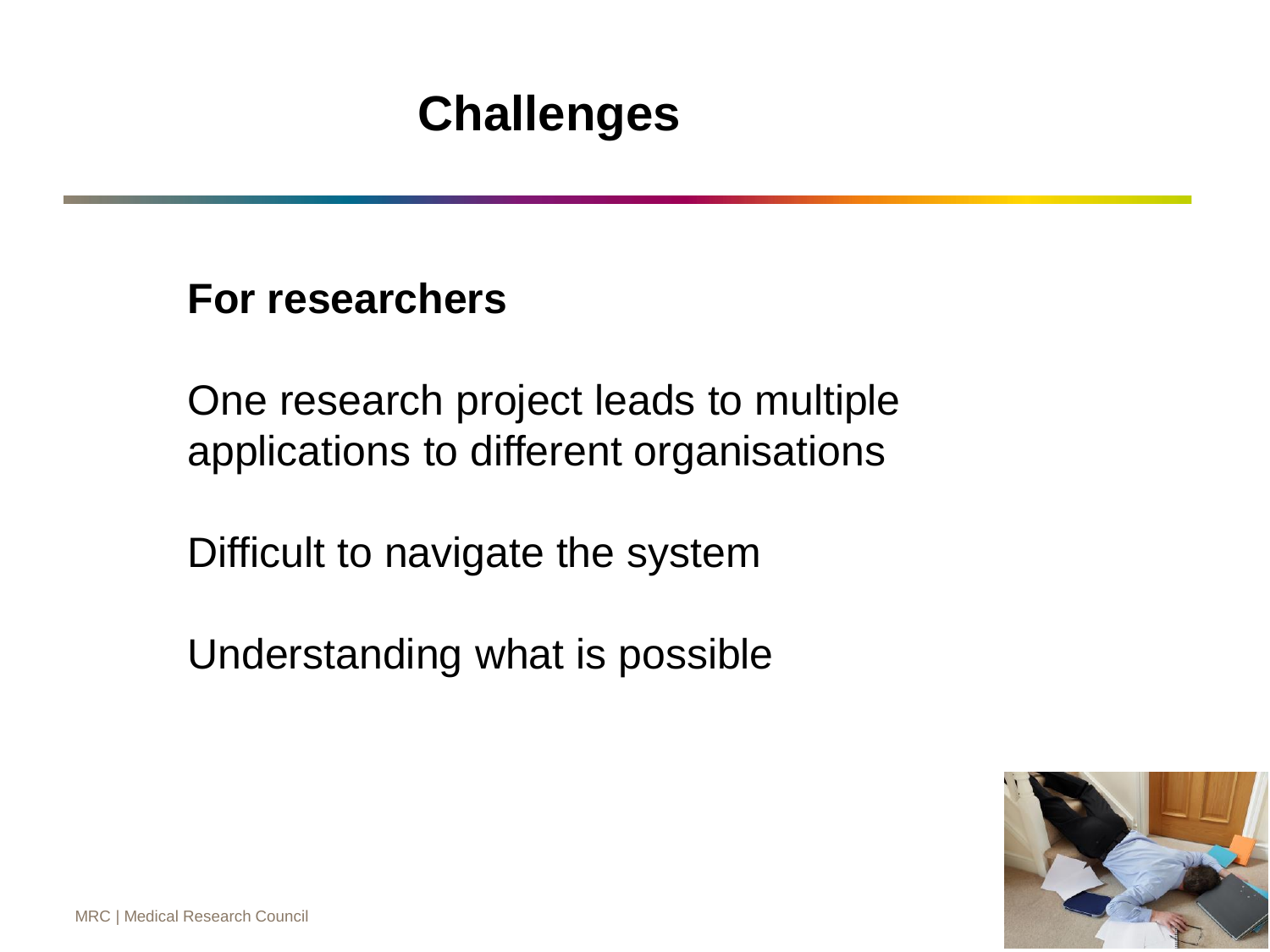# Challenges

**For researchers**

One research project leads to multiple applications to different organisations

Difficult to navigate the system

Understanding what is possible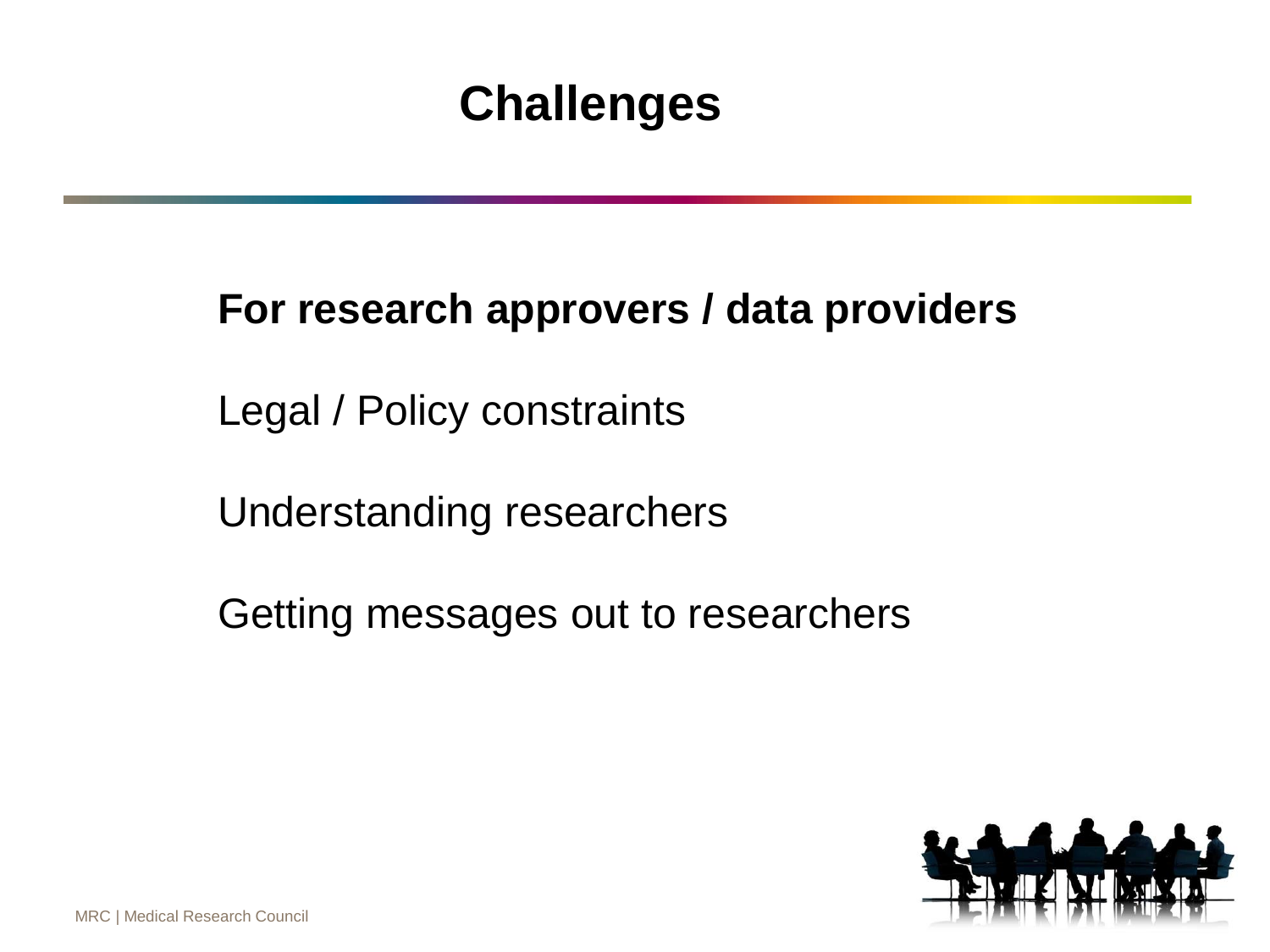# Challenges

**For research approvers / data providers**

Legal / Policy constraints

Understanding researchers

Getting messages out to researchers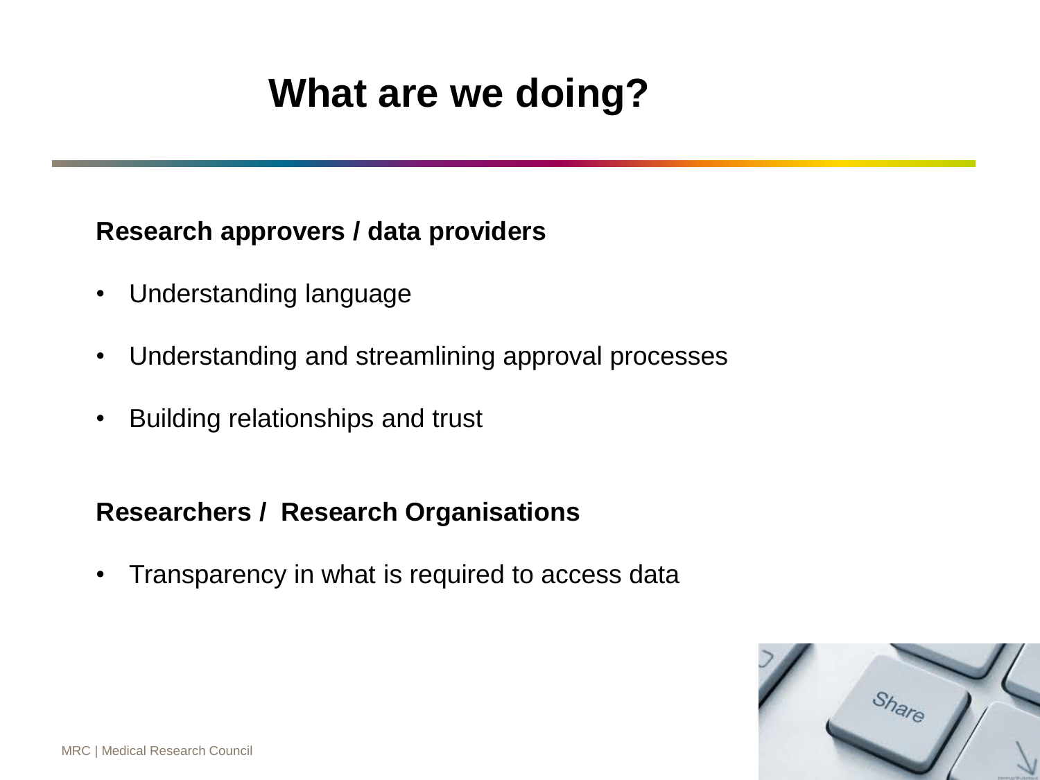# What are we doing?

**Research approvers / data providers**

- Understanding language
- Understanding and streamlining approval processes
- Building relationships and trust

**Researchers / Research Organisations**

- Transparency in what is required to access data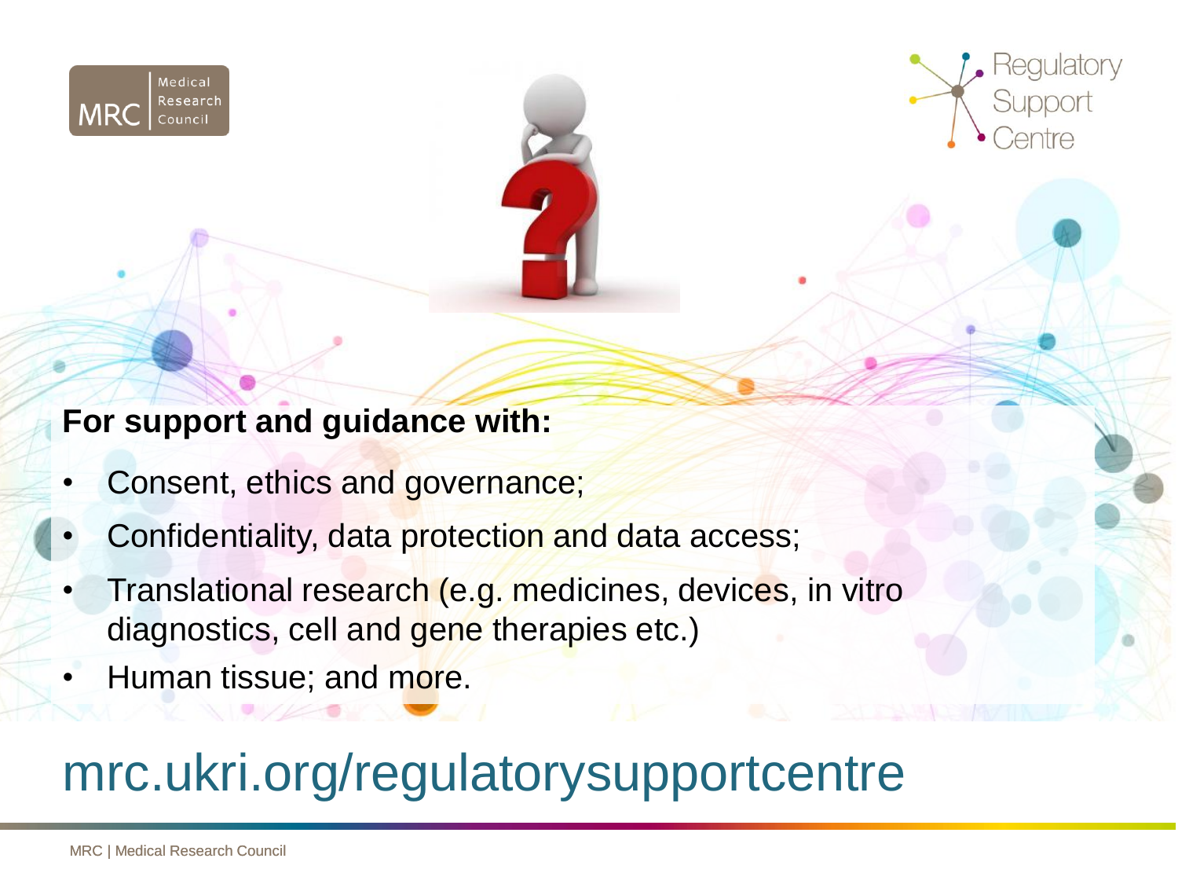**For support and guidance with:**

- Consent, ethics and governance;
- Confidentiality, data protection and data access;
- Translational research (e.g. medicines, devices, in vitro diagnostics, cell and gene therapies etc.)
- Human tissue; and more.

mrc.ukri.org/regulatorysupportcentre